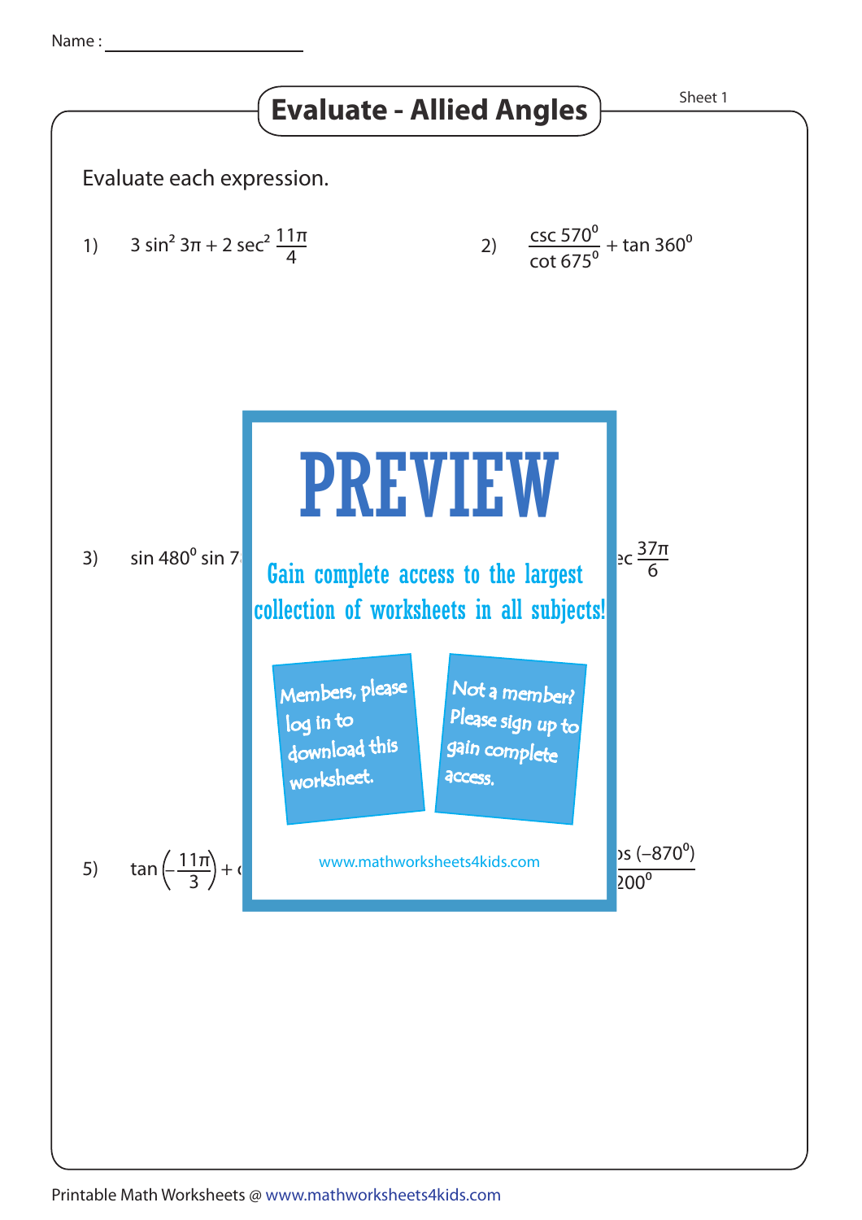Name : ____________________

# Evaluate - Allied Angles

Sheet 1

Evaluate each expression.

1) $3\sin^2 3\pi + 2\sec^2 \frac{11\pi}{4}$

2) $\frac{\csc 570^0}{\cot 675^0} + \tan 360^0$

# PREVIEW

Gain complete access to the largest collection of worksheets in all subjects!

Members, please log in to download this worksheet.

Not a member? Please sign up to gain complete access.

www.mathworksheets4kids.com

3) $\sin 480^0 \sin 7$

$\text{ec} \frac{37\pi}{6}$

5) $\tan\left(-\frac{11\pi}{3}\right) + \text{c}$

$\text{s}(-870^0)$

$200^0$

Printable Math Worksheets @ www.mathworksheets4kids.com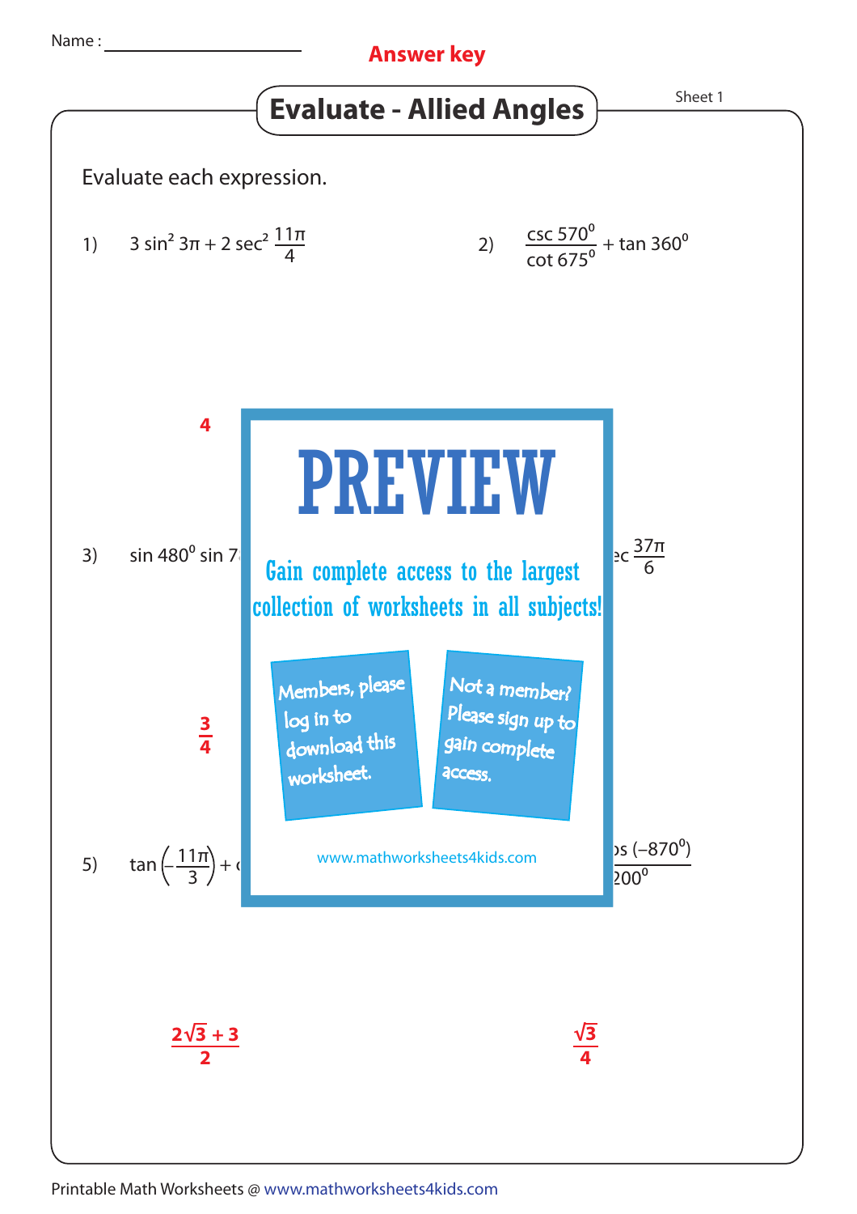Name :

**Answer key**

# Evaluate - Allied Angles

Sheet 1

Evaluate each expression.

1) $3\sin^2 3\pi + 2\sec^2 \frac{11\pi}{4}$

2) $\frac{\csc 570^0}{\cot 675^0} + \tan 360^0$

**4**

3) $\sin 480^0 \sin 7$

ec $\frac{37\pi}{6}$

PREVIEW

Gain complete access to the largest collection of worksheets in all subjects!

Members, please log in to download this worksheet.

Not a member? Please sign up to gain complete access.

www.mathworksheets4kids.com

$\frac{3}{4}$

5) $\tan\left(-\frac{11\pi}{3}\right) +$

s $(-870^0)$

$200^0$

$\frac{2\sqrt{3}+3}{2}$

$\frac{\sqrt{3}}{4}$

Printable Math Worksheets @ www.mathworksheets4kids.com